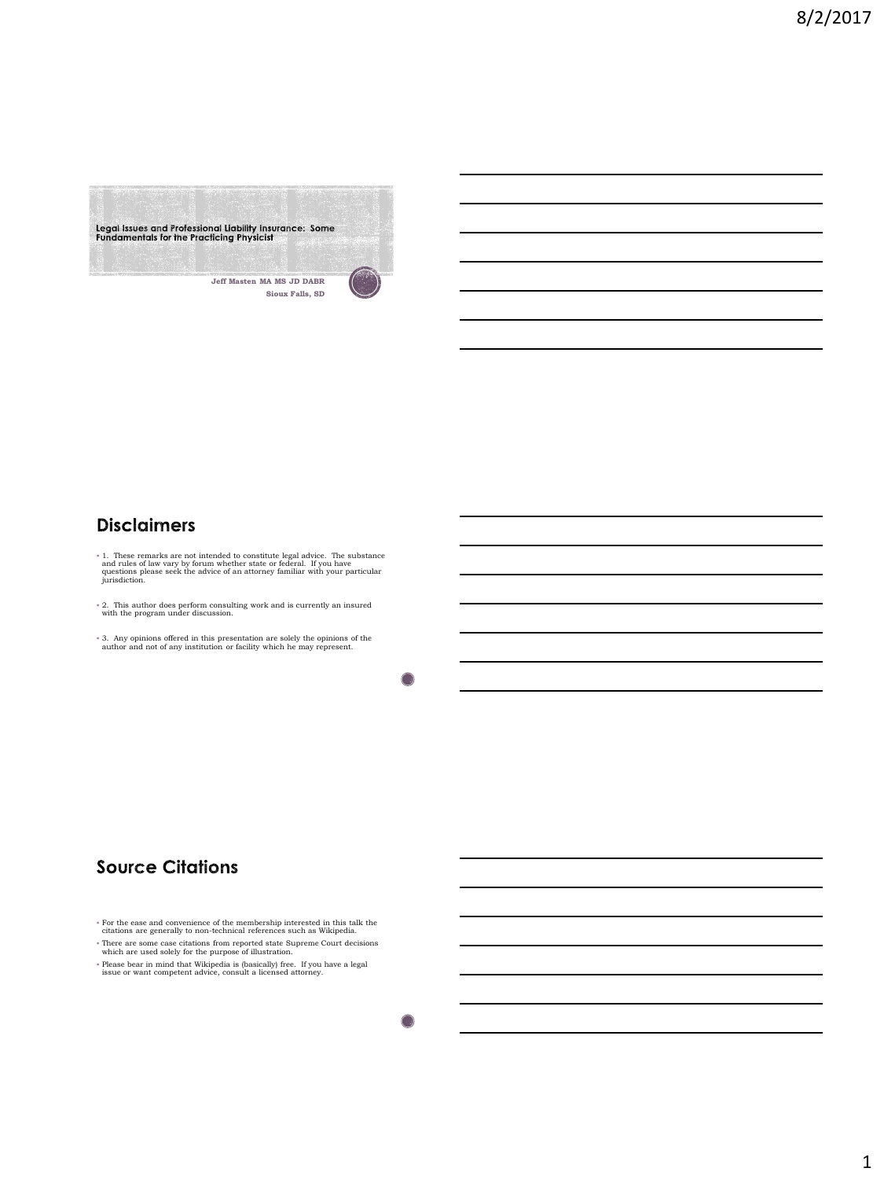# Legal Issues and Professional Liability Insurance: Some Fundamentals for the Practicing Physicist

**Jeff Masten MA MS JD DABR**
**Sioux Falls, SD**

## Disclaimers

- 1. These remarks are not intended to constitute legal advice. The substance and rules of law vary by forum whether state or federal. If you have questions please seek the advice of an attorney familiar with your particular jurisdiction.
- 2. This author does perform consulting work and is currently an insured with the program under discussion.
- 3. Any opinions offered in this presentation are solely the opinions of the author and not of any institution or facility which he may represent.

## Source Citations

- For the ease and convenience of the membership interested in this talk the citations are generally to non-technical references such as Wikipedia.
- There are some case citations from reported state Supreme Court decisions which are used solely for the purpose of illustration.
- Please bear in mind that Wikipedia is (basically) free. If you have a legal issue or want competent advice, consult a licensed attorney.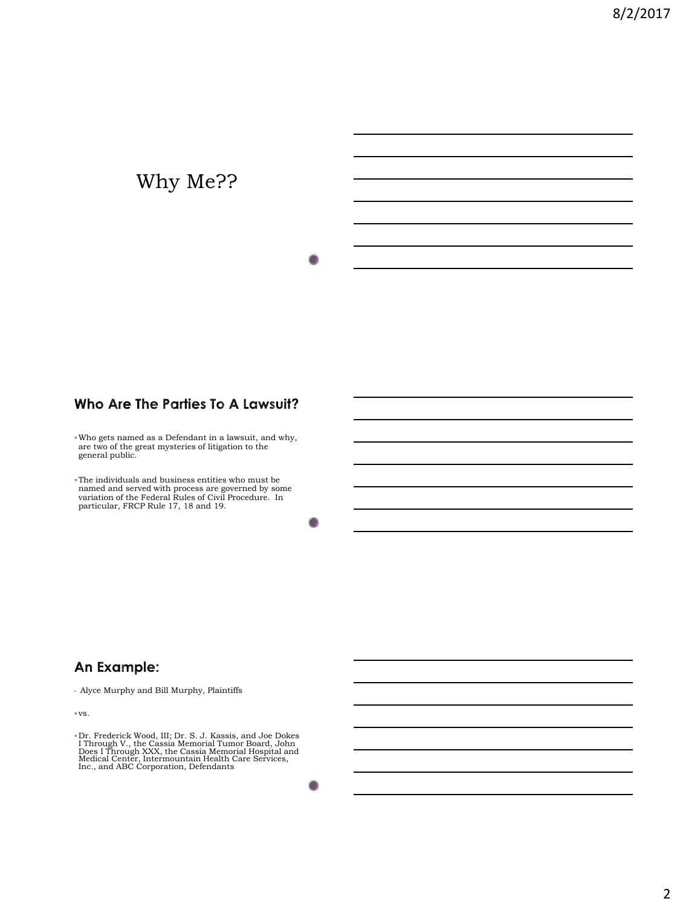# Why Me??

## Who Are The Parties To A Lawsuit?

- Who gets named as a Defendant in a lawsuit, and why, are two of the great mysteries of litigation to the general public.
- The individuals and business entities who must be named and served with process are governed by some variation of the Federal Rules of Civil Procedure. In particular, FRCP Rule 17, 18 and 19.

## An Example:

- Alyce Murphy and Bill Murphy, Plaintiffs
- vs.
- Dr. Frederick Wood, III; Dr. S. J. Kassis, and Joe Dokes I Through V., the Cassia Memorial Tumor Board, John Does I Through XXX, the Cassia Memorial Hospital and Medical Center, Intermountain Health Care Services, Inc., and ABC Corporation, Defendants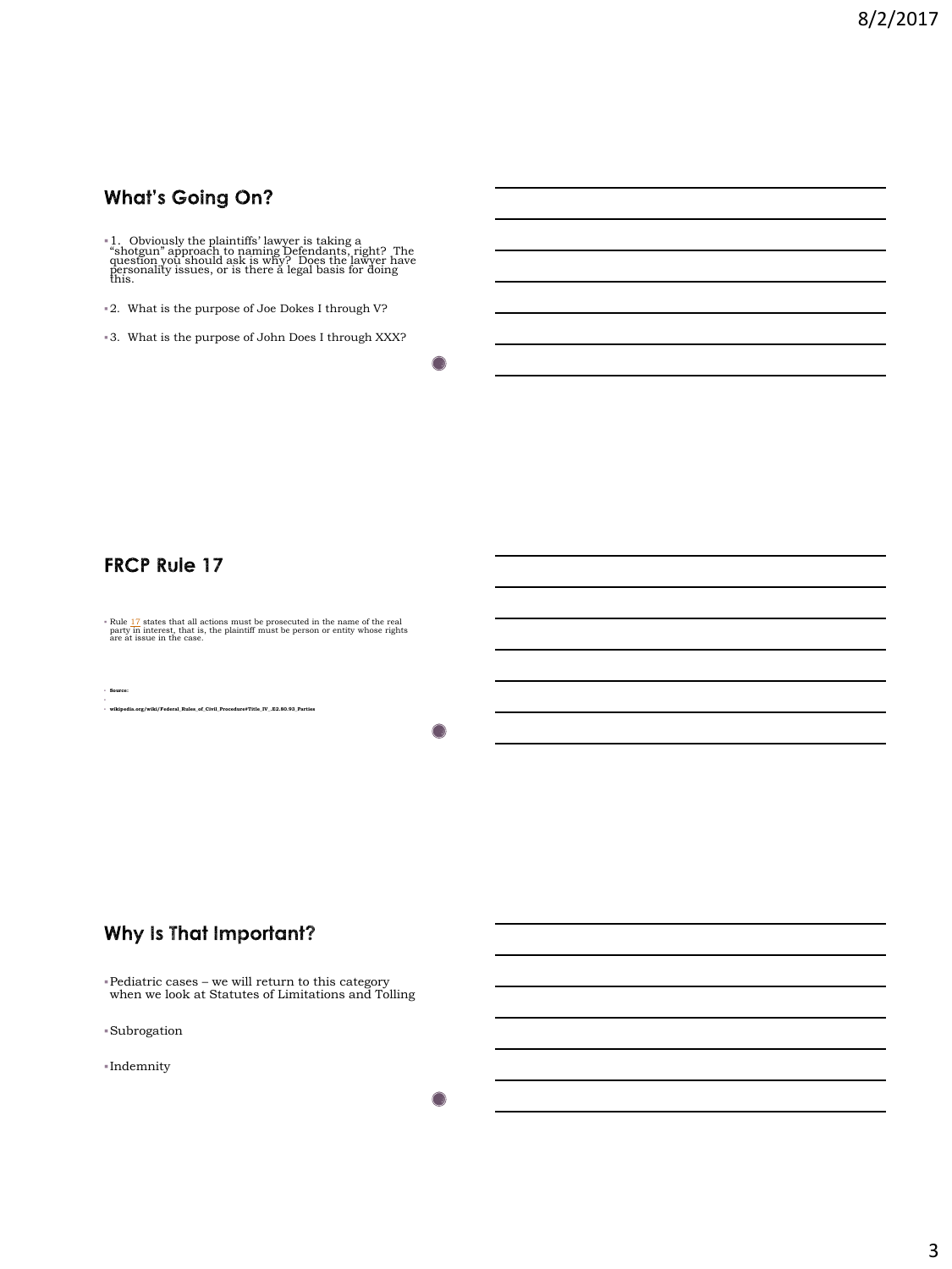## What's Going On?

- 1. Obviously the plaintiffs' lawyer is taking a "shotgun" approach to naming Defendants, right? The question you should ask is why? Does the lawyer have personality issues, or is there a legal basis for doing this.
- 2. What is the purpose of Joe Dokes I through V?
- 3. What is the purpose of John Does I through XXX?

## FRCP Rule 17

- Rule 17 states that all actions must be prosecuted in the name of the real party in interest, that is, the plaintiff must be person or entity whose rights are at issue in the case.

- **Source:**
- **wikipedia.org/wiki/Federal_Rules_of_Civil_Procedure#Title_IV_.E2.80.93_Parties**

## Why Is That Important?

- Pediatric cases – we will return to this category when we look at Statutes of Limitations and Tolling
- Subrogation
- Indemnity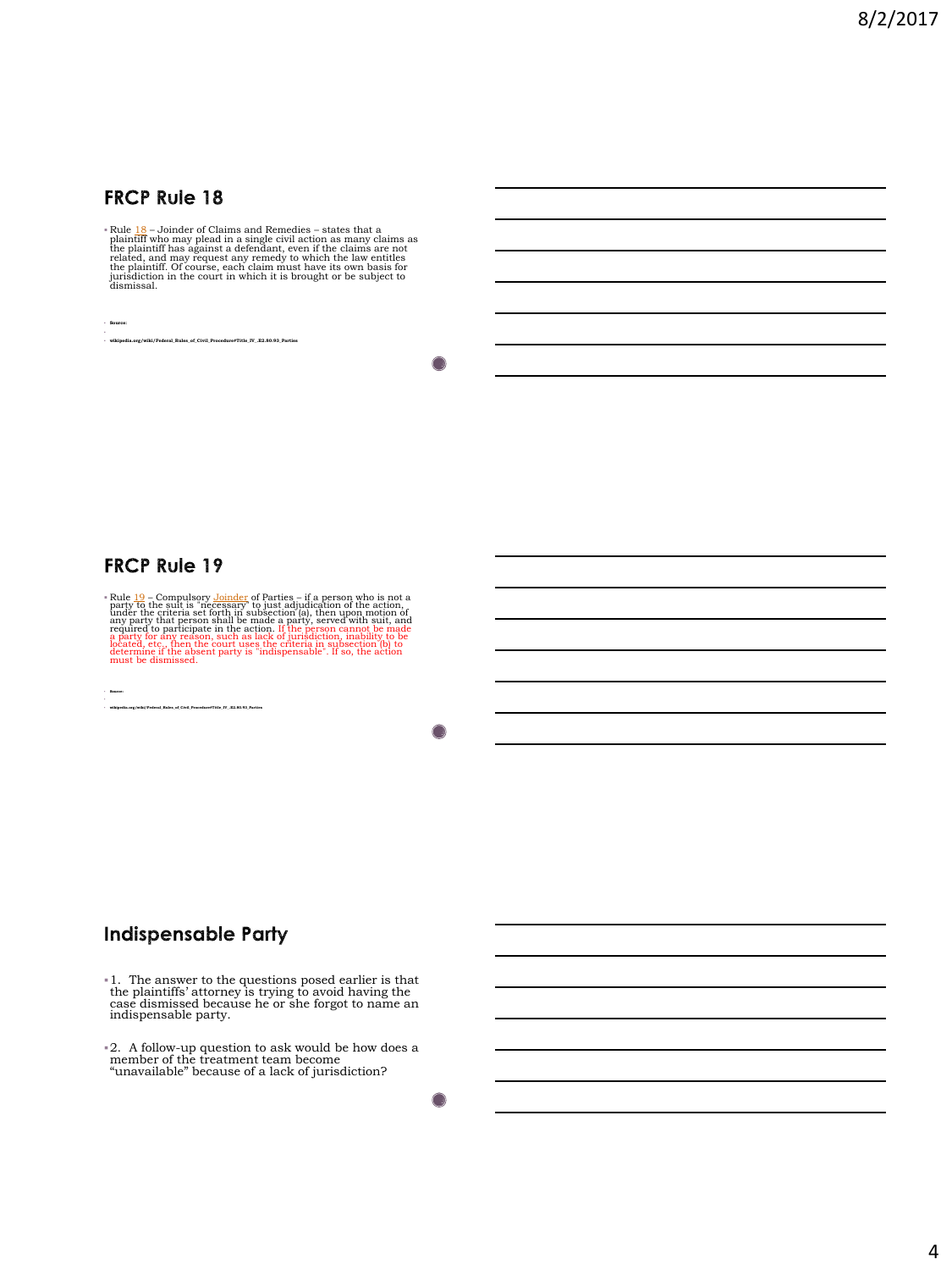## FRCP Rule 18

- Rule 18 – Joinder of Claims and Remedies – states that a plaintiff who may plead in a single civil action as many claims as the plaintiff has against a defendant, even if the claims are not related, and may request any remedy to which the law entitles the plaintiff. Of course, each claim must have its own basis for jurisdiction in the court in which it is brought or be subject to dismissal.

- Source:
- wikipedia.org/wiki/Federal_Rules_of_Civil_Procedure#Title_IV_.E2.80.93_Parties

## FRCP Rule 19

- Rule 19 – Compulsory Joinder of Parties – if a person who is not a party to the suit is "necessary" to just adjudication of the action, under the criteria set forth in subsection (a), then upon motion of any party that person shall be made a party, served with suit, and required to participate in the action. If the person cannot be made a party for any reason, such as lack of jurisdiction, inability to be located, etc., then the court uses the criteria in subsection (b) to determine if the absent party is "indispensable". If so, the action must be dismissed.

- Source:
- wikipedia.org/wiki/Federal_Rules_of_Civil_Procedure#Title_IV_.E2.80.93_Parties

## Indispensable Party

- 1. The answer to the questions posed earlier is that the plaintiffs' attorney is trying to avoid having the case dismissed because he or she forgot to name an indispensable party.

- 2. A follow-up question to ask would be how does a member of the treatment team become "unavailable" because of a lack of jurisdiction?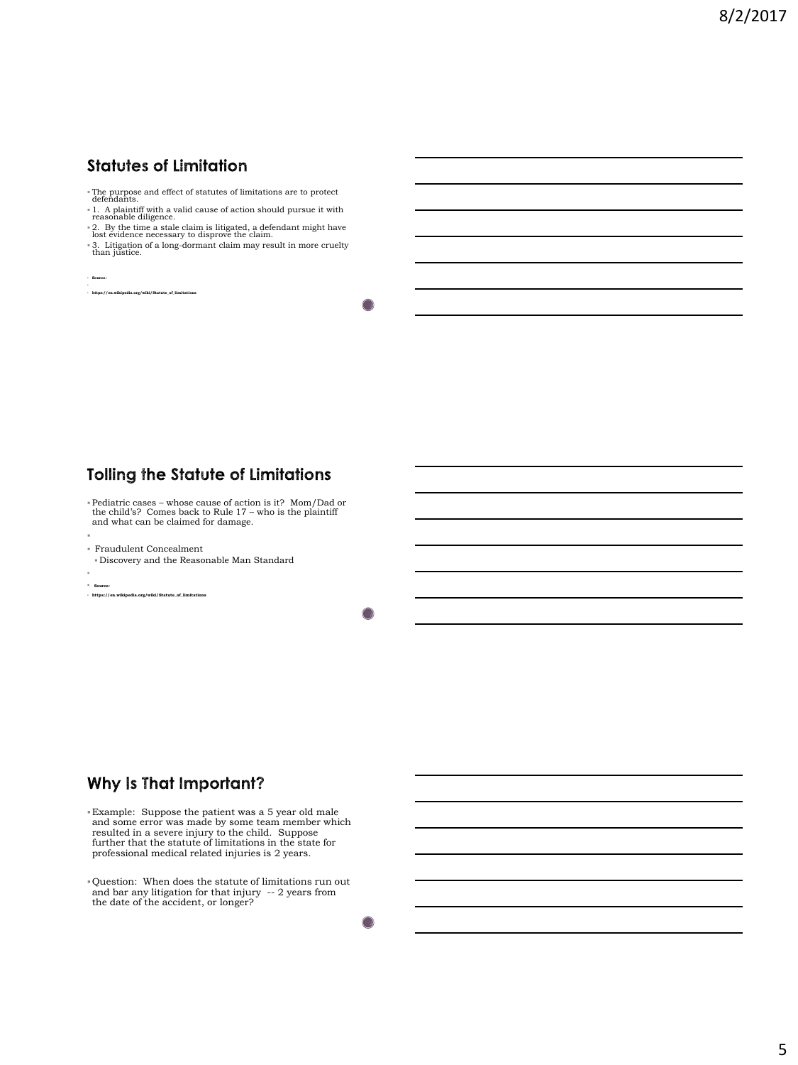## Statutes of Limitation

- The purpose and effect of statutes of limitations are to protect defendants.
- 1. A plaintiff with a valid cause of action should pursue it with reasonable diligence.
- 2. By the time a stale claim is litigated, a defendant might have lost evidence necessary to disprove the claim.
- 3. Litigation of a long-dormant claim may result in more cruelty than justice.

- Source:
- https://en.wikipedia.org/wiki/Statute_of_limitations

## Tolling the Statute of Limitations

- Pediatric cases – whose cause of action is it? Mom/Dad or the child's? Comes back to Rule 17 – who is the plaintiff and what can be claimed for damage.
- Fraudulent Concealment
  - Discovery and the Reasonable Man Standard

- Source:
- https://en.wikipedia.org/wiki/Statute_of_limitations

## Why Is That Important?

- Example: Suppose the patient was a 5 year old male and some error was made by some team member which resulted in a severe injury to the child. Suppose further that the statute of limitations in the state for professional medical related injuries is 2 years.
- Question: When does the statute of limitations run out and bar any litigation for that injury -- 2 years from the date of the accident, or longer?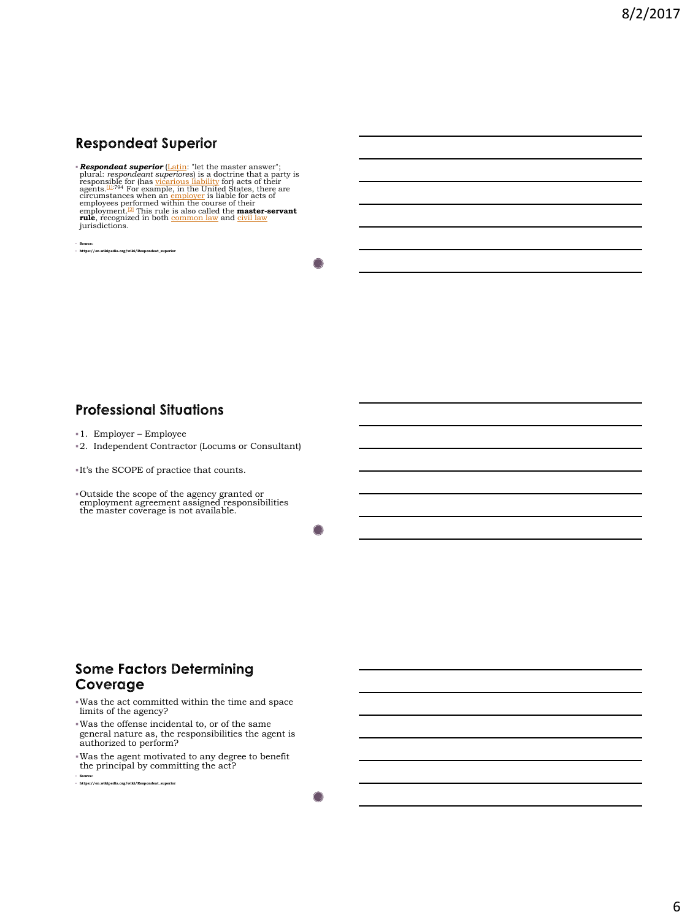## Respondeat Superior

- ***Respondeat superior*** (Latin: "let the master answer"; plural: *respondeat superiores*) is a doctrine that a party is responsible for (has vicarious liability for) acts of their agents.[1]:794 For example, in the United States, there are circumstances when an employer is liable for acts of employees performed within the course of their employment.[2] This rule is also called the **master-servant rule**, recognized in both common law and civil law jurisdictions.

- Source:
- https://en.wikipedia.org/wiki/Respondeat_superior

## Professional Situations

- 1. Employer – Employee
- 2. Independent Contractor (Locums or Consultant)

- It's the SCOPE of practice that counts.

- Outside the scope of the agency granted or employment agreement assigned responsibilities the master coverage is not available.

## Some Factors Determining Coverage

- Was the act committed within the time and space limits of the agency?
- Was the offense incidental to, or of the same general nature as, the responsibilities the agent is authorized to perform?
- Was the agent motivated to any degree to benefit the principal by committing the act?

- Source:
- https://en.wikipedia.org/wiki/Respondeat_superior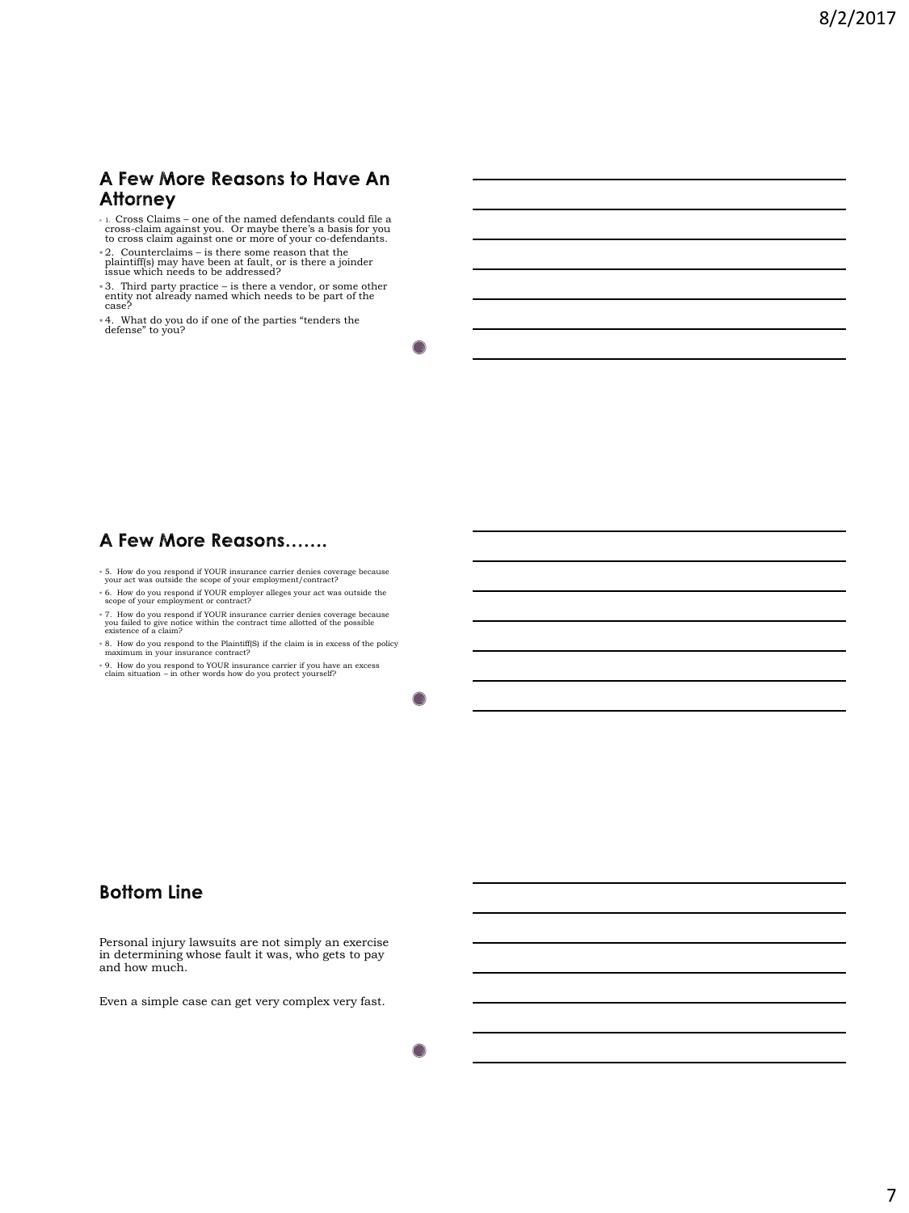## A Few More Reasons to Have An Attorney

- 1. Cross Claims – one of the named defendants could file a cross-claim against you. Or maybe there's a basis for you to cross claim against one or more of your co-defendants.
- 2. Counterclaims – is there some reason that the plaintiff(s) may have been at fault, or is there a joinder issue which needs to be addressed?
- 3. Third party practice – is there a vendor, or some other entity not already named which needs to be part of the case?
- 4. What do you do if one of the parties "tenders the defense" to you?

## A Few More Reasons…….

- 5. How do you respond if YOUR insurance carrier denies coverage because your act was outside the scope of your employment/contract?
- 6. How do you respond if YOUR employer alleges your act was outside the scope of your employment or contract?
- 7. How do you respond if YOUR insurance carrier denies coverage because you failed to give notice within the contract time allotted of the possible existence of a claim?
- 8. How do you respond to the Plaintiff(S) if the claim is in excess of the policy maximum in your insurance contract?
- 9. How do you respond to YOUR insurance carrier if you have an excess claim situation – in other words how do you protect yourself?

## Bottom Line

Personal injury lawsuits are not simply an exercise in determining whose fault it was, who gets to pay and how much.

Even a simple case can get very complex very fast.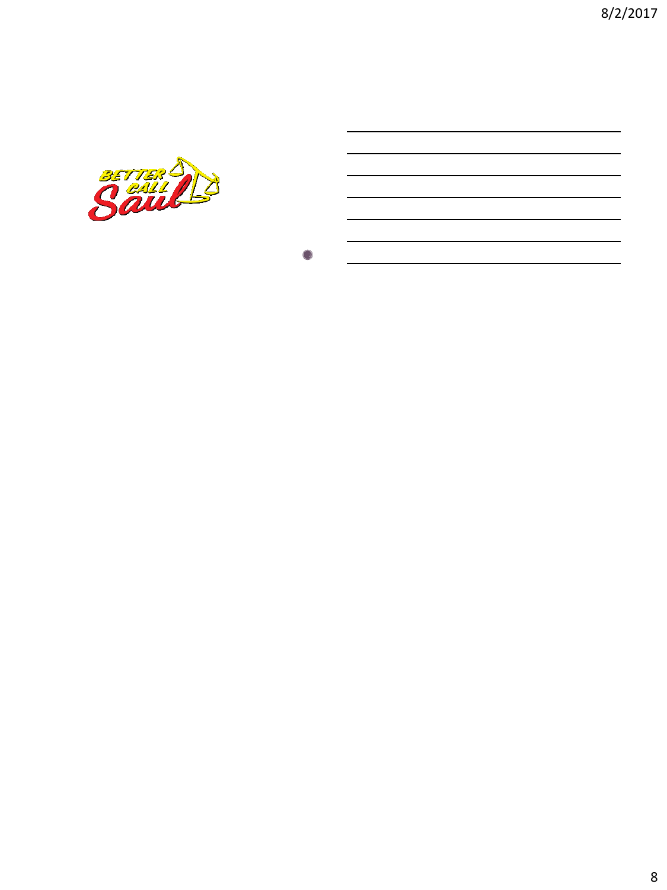BETTER CALL Saul